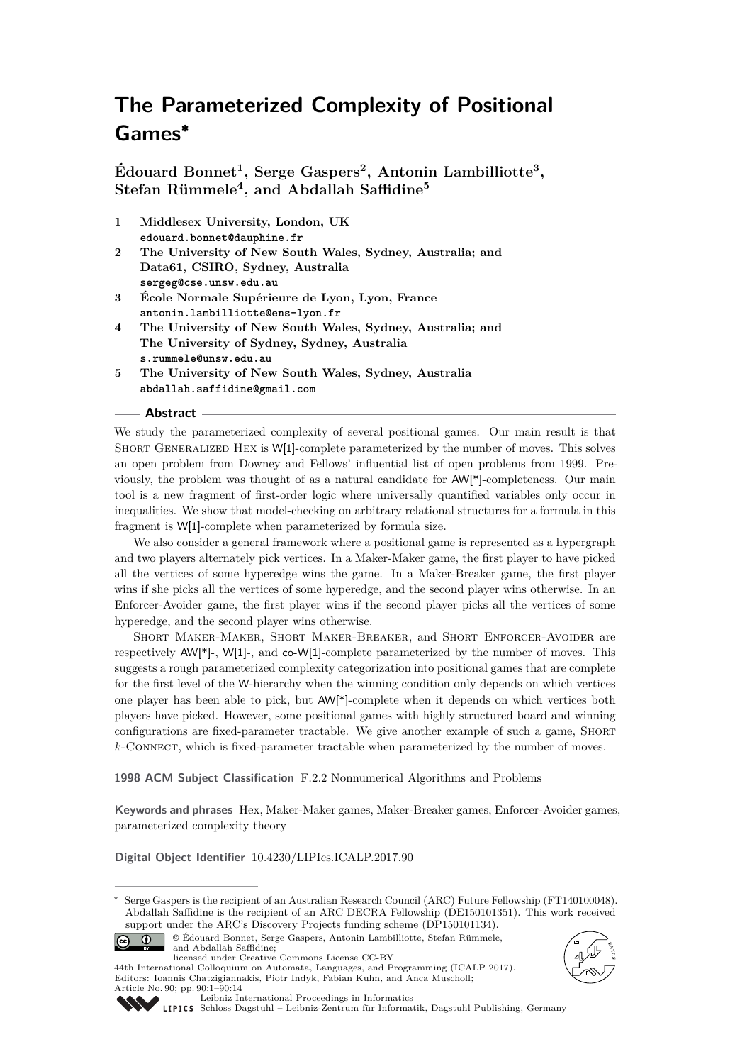# The Parameterized Complexity of Positional Games*

**Édouard Bonnet[1], Serge Gaspers[2], Antonin Lambilliotte[3], Stefan Rümmele[4], and Abdallah Saffidine[5]**

1. **Middlesex University, London, UK**
   edouard.bonnet@dauphine.fr
2. **The University of New South Wales, Sydney, Australia; and Data61, CSIRO, Sydney, Australia**
   sergeg@cse.unsw.edu.au
3. **École Normale Supérieure de Lyon, Lyon, France**
   antonin.lambilliotte@ens-lyon.fr
4. **The University of New South Wales, Sydney, Australia; and The University of Sydney, Sydney, Australia**
   s.rummele@unsw.edu.au
5. **The University of New South Wales, Sydney, Australia**
   abdallah.saffidine@gmail.com

## Abstract

We study the parameterized complexity of several positional games. Our main result is that Short Generalized Hex is W[1]-complete parameterized by the number of moves. This solves an open problem from Downey and Fellows' influential list of open problems from 1999. Previously, the problem was thought of as a natural candidate for AW[*]-completeness. Our main tool is a new fragment of first-order logic where universally quantified variables only occur in inequalities. We show that model-checking on arbitrary relational structures for a formula in this fragment is W[1]-complete when parameterized by formula size.

We also consider a general framework where a positional game is represented as a hypergraph and two players alternately pick vertices. In a Maker-Maker game, the first player to have picked all the vertices of some hyperedge wins the game. In a Maker-Breaker game, the first player wins if she picks all the vertices of some hyperedge, and the second player wins otherwise. In an Enforcer-Avoider game, the first player wins if the second player picks all the vertices of some hyperedge, and the second player wins otherwise.

Short Maker-Maker, Short Maker-Breaker, and Short Enforcer-Avoider are respectively AW[*]-, W[1]-, and co-W[1]-complete parameterized by the number of moves. This suggests a rough parameterized complexity categorization into positional games that are complete for the first level of the W-hierarchy when the winning condition only depends on which vertices one player has been able to pick, but AW[*]-complete when it depends on which vertices both players have picked. However, some positional games with highly structured board and winning configurations are fixed-parameter tractable. We give another example of such a game, Short $k$-Connect, which is fixed-parameter tractable when parameterized by the number of moves.

**1998 ACM Subject Classification** F.2.2 Nonnumerical Algorithms and Problems

**Keywords and phrases** Hex, Maker-Maker games, Maker-Breaker games, Enforcer-Avoider games, parameterized complexity theory

**Digital Object Identifier** 10.4230/LIPIcs.ICALP.2017.90

---

* Serge Gaspers is the recipient of an Australian Research Council (ARC) Future Fellowship (FT140100048). Abdallah Saffidine is the recipient of an ARC DECRA Fellowship (DE150101351). This work received support under the ARC's Discovery Projects funding scheme (DP150101134).

© Édouard Bonnet, Serge Gaspers, Antonin Lambilliotte, Stefan Rümmele, and Abdallah Saffidine; licensed under Creative Commons License CC-BY

44th International Colloquium on Automata, Languages, and Programming (ICALP 2017).
Editors: Ioannis Chatzigiannakis, Piotr Indyk, Fabian Kuhn, and Anca Muscholl;
Article No. 90; pp. 90:1–90:14

Leibniz International Proceedings in Informatics
LIPICS Schloss Dagstuhl – Leibniz-Zentrum für Informatik, Dagstuhl Publishing, Germany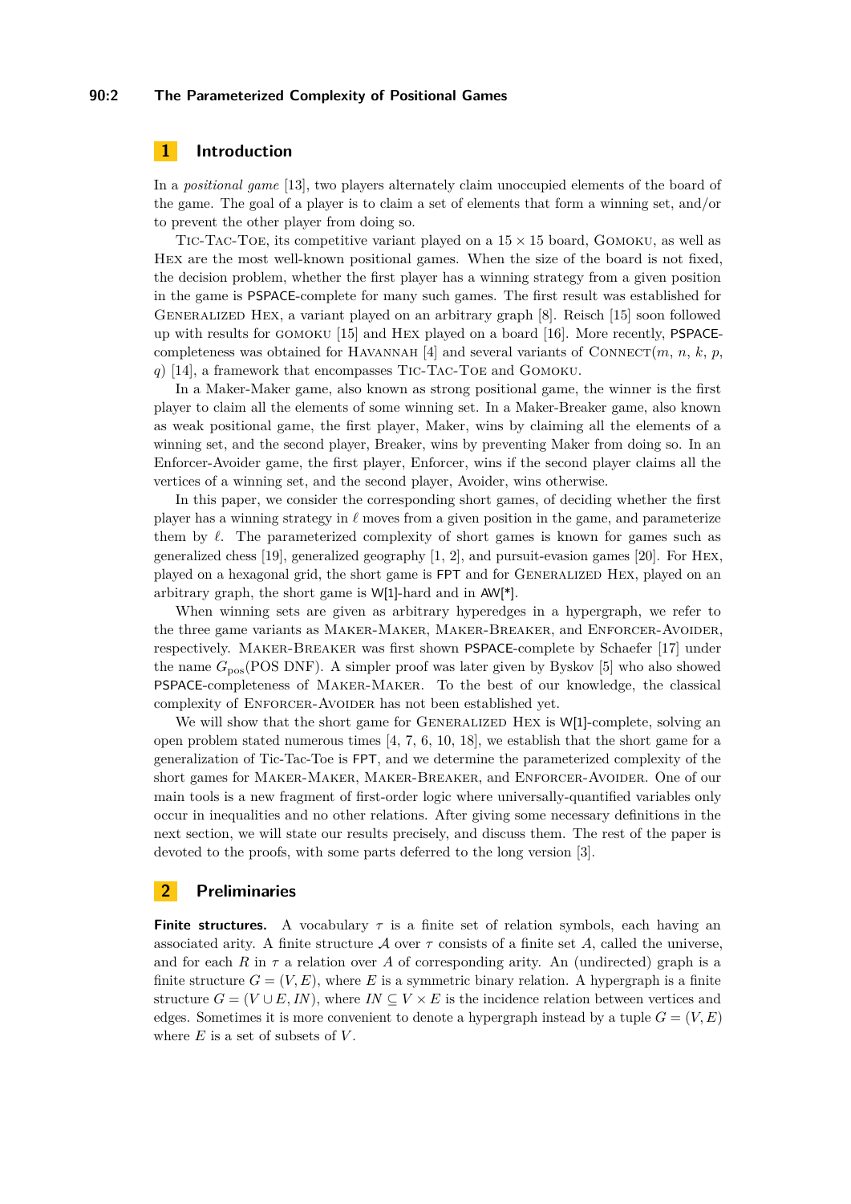## 1 Introduction

In a *positional game* [13], two players alternately claim unoccupied elements of the board of the game. The goal of a player is to claim a set of elements that form a winning set, and/or to prevent the other player from doing so.

Tic-Tac-Toe, its competitive variant played on a $15 \times 15$ board, Gomoku, as well as Hex are the most well-known positional games. When the size of the board is not fixed, the decision problem, whether the first player has a winning strategy from a given position in the game is PSPACE-complete for many such games. The first result was established for Generalized Hex, a variant played on an arbitrary graph [8]. Reisch [15] soon followed up with results for gomoku [15] and Hex played on a board [16]. More recently, PSPACE-completeness was obtained for Havannah [4] and several variants of Connect($m$, $n$, $k$, $p$, $q$) [14], a framework that encompasses Tic-Tac-Toe and Gomoku.

In a Maker-Maker game, also known as strong positional game, the winner is the first player to claim all the elements of some winning set. In a Maker-Breaker game, also known as weak positional game, the first player, Maker, wins by claiming all the elements of a winning set, and the second player, Breaker, wins by preventing Maker from doing so. In an Enforcer-Avoider game, the first player, Enforcer, wins if the second player claims all the vertices of a winning set, and the second player, Avoider, wins otherwise.

In this paper, we consider the corresponding short games, of deciding whether the first player has a winning strategy in $\ell$ moves from a given position in the game, and parameterize them by $\ell$. The parameterized complexity of short games is known for games such as generalized chess [19], generalized geography [1, 2], and pursuit-evasion games [20]. For Hex, played on a hexagonal grid, the short game is FPT and for Generalized Hex, played on an arbitrary graph, the short game is W[1]-hard and in AW[*].

When winning sets are given as arbitrary hyperedges in a hypergraph, we refer to the three game variants as Maker-Maker, Maker-Breaker, and Enforcer-Avoider, respectively. Maker-Breaker was first shown PSPACE-complete by Schaefer [17] under the name $G_{\mathrm{pos}}$(POS DNF). A simpler proof was later given by Byskov [5] who also showed PSPACE-completeness of Maker-Maker. To the best of our knowledge, the classical complexity of Enforcer-Avoider has not been established yet.

We will show that the short game for Generalized Hex is W[1]-complete, solving an open problem stated numerous times [4, 7, 6, 10, 18], we establish that the short game for a generalization of Tic-Tac-Toe is FPT, and we determine the parameterized complexity of the short games for Maker-Maker, Maker-Breaker, and Enforcer-Avoider. One of our main tools is a new fragment of first-order logic where universally-quantified variables only occur in inequalities and no other relations. After giving some necessary definitions in the next section, we will state our results precisely, and discuss them. The rest of the paper is devoted to the proofs, with some parts deferred to the long version [3].

## 2 Preliminaries

**Finite structures.** A vocabulary $\tau$ is a finite set of relation symbols, each having an associated arity. A finite structure $\mathcal{A}$ over $\tau$ consists of a finite set $A$, called the universe, and for each $R$ in $\tau$ a relation over $A$ of corresponding arity. An (undirected) graph is a finite structure $G = (V, E)$, where $E$ is a symmetric binary relation. A hypergraph is a finite structure $G = (V \cup E, IN)$, where $IN \subseteq V \times E$ is the incidence relation between vertices and edges. Sometimes it is more convenient to denote a hypergraph instead by a tuple $G = (V, E)$ where $E$ is a set of subsets of $V$.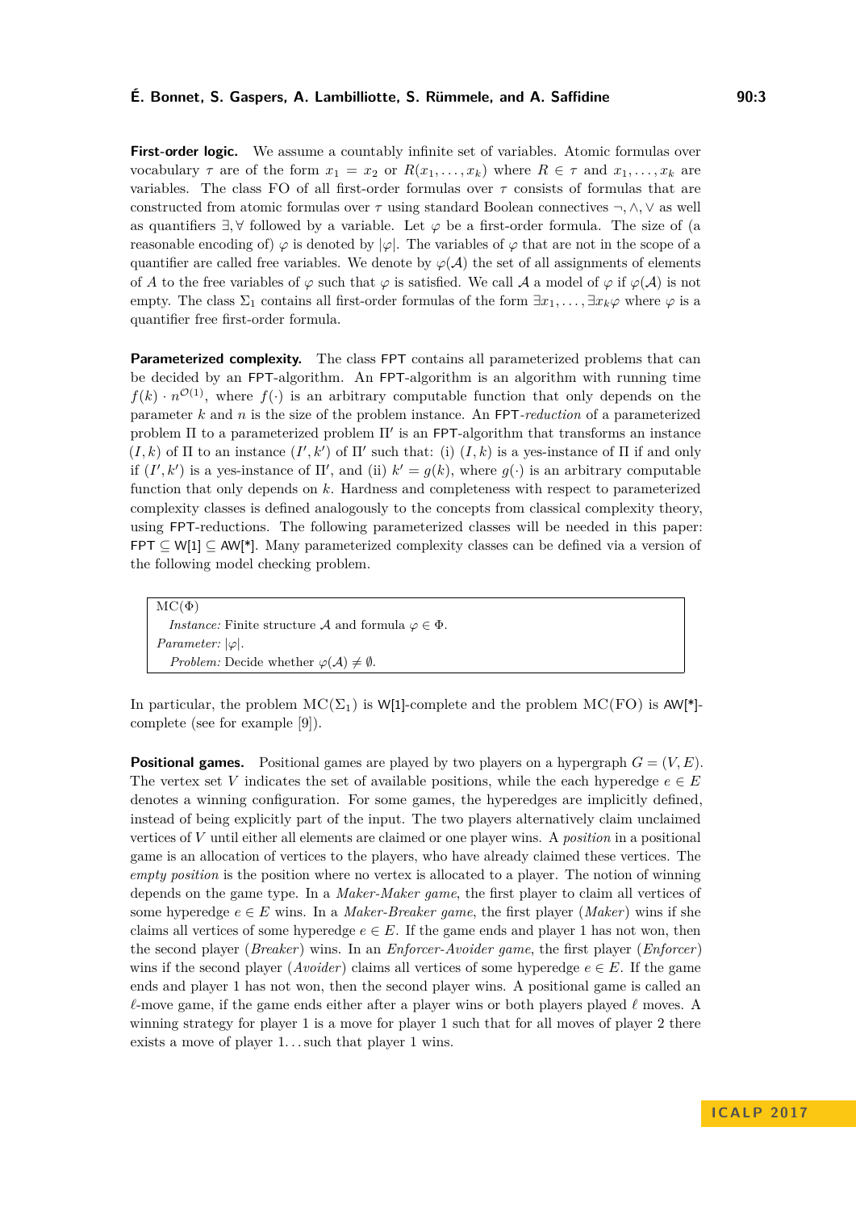**First-order logic.** We assume a countably infinite set of variables. Atomic formulas over vocabulary $\tau$ are of the form $x_1 = x_2$ or $R(x_1, \ldots, x_k)$ where $R \in \tau$ and $x_1, \ldots, x_k$ are variables. The class FO of all first-order formulas over $\tau$ consists of formulas that are constructed from atomic formulas over $\tau$ using standard Boolean connectives $\neg, \wedge, \vee$ as well as quantifiers $\exists, \forall$ followed by a variable. Let $\varphi$ be a first-order formula. The size of (a reasonable encoding of) $\varphi$ is denoted by $|\varphi|$. The variables of $\varphi$ that are not in the scope of a quantifier are called free variables. We denote by $\varphi(\mathcal{A})$ the set of all assignments of elements of $A$ to the free variables of $\varphi$ such that $\varphi$ is satisfied. We call $\mathcal{A}$ a model of $\varphi$ if $\varphi(\mathcal{A})$ is not empty. The class $\Sigma_1$ contains all first-order formulas of the form $\exists x_1, \ldots, \exists x_k \varphi$ where $\varphi$ is a quantifier free first-order formula.

**Parameterized complexity.** The class FPT contains all parameterized problems that can be decided by an FPT-algorithm. An FPT-algorithm is an algorithm with running time $f(k) \cdot n^{\mathcal{O}(1)}$, where $f(\cdot)$ is an arbitrary computable function that only depends on the parameter $k$ and $n$ is the size of the problem instance. An FPT-*reduction* of a parameterized problem $\Pi$ to a parameterized problem $\Pi'$ is an FPT-algorithm that transforms an instance $(I, k)$ of $\Pi$ to an instance $(I', k')$ of $\Pi'$ such that: (i) $(I, k)$ is a yes-instance of $\Pi$ if and only if $(I', k')$ is a yes-instance of $\Pi'$, and (ii) $k' = g(k)$, where $g(\cdot)$ is an arbitrary computable function that only depends on $k$. Hardness and completeness with respect to parameterized complexity classes is defined analogously to the concepts from classical complexity theory, using FPT-reductions. The following parameterized classes will be needed in this paper: FPT $\subseteq$ W[1] $\subseteq$ AW[*]. Many parameterized complexity classes can be defined via a version of the following model checking problem.

> MC($\Phi$)
> *Instance:* Finite structure $\mathcal{A}$ and formula $\varphi \in \Phi$.
> *Parameter:* $|\varphi|$.
> *Problem:* Decide whether $\varphi(\mathcal{A}) \neq \emptyset$.

In particular, the problem MC($\Sigma_1$) is W[1]-complete and the problem MC(FO) is AW[*]-complete (see for example [9]).

**Positional games.** Positional games are played by two players on a hypergraph $G = (V, E)$. The vertex set $V$ indicates the set of available positions, while the each hyperedge $e \in E$ denotes a winning configuration. For some games, the hyperedges are implicitly defined, instead of being explicitly part of the input. The two players alternatively claim unclaimed vertices of $V$ until either all elements are claimed or one player wins. A *position* in a positional game is an allocation of vertices to the players, who have already claimed these vertices. The *empty position* is the position where no vertex is allocated to a player. The notion of winning depends on the game type. In a *Maker-Maker game*, the first player to claim all vertices of some hyperedge $e \in E$ wins. In a *Maker-Breaker game*, the first player (*Maker*) wins if she claims all vertices of some hyperedge $e \in E$. If the game ends and player 1 has not won, then the second player (*Breaker*) wins. In an *Enforcer-Avoider game*, the first player (*Enforcer*) wins if the second player (*Avoider*) claims all vertices of some hyperedge $e \in E$. If the game ends and player 1 has not won, then the second player wins. A positional game is called an $\ell$-move game, if the game ends either after a player wins or both players played $\ell$ moves. A winning strategy for player 1 is a move for player 1 such that for all moves of player 2 there exists a move of player 1... such that player 1 wins.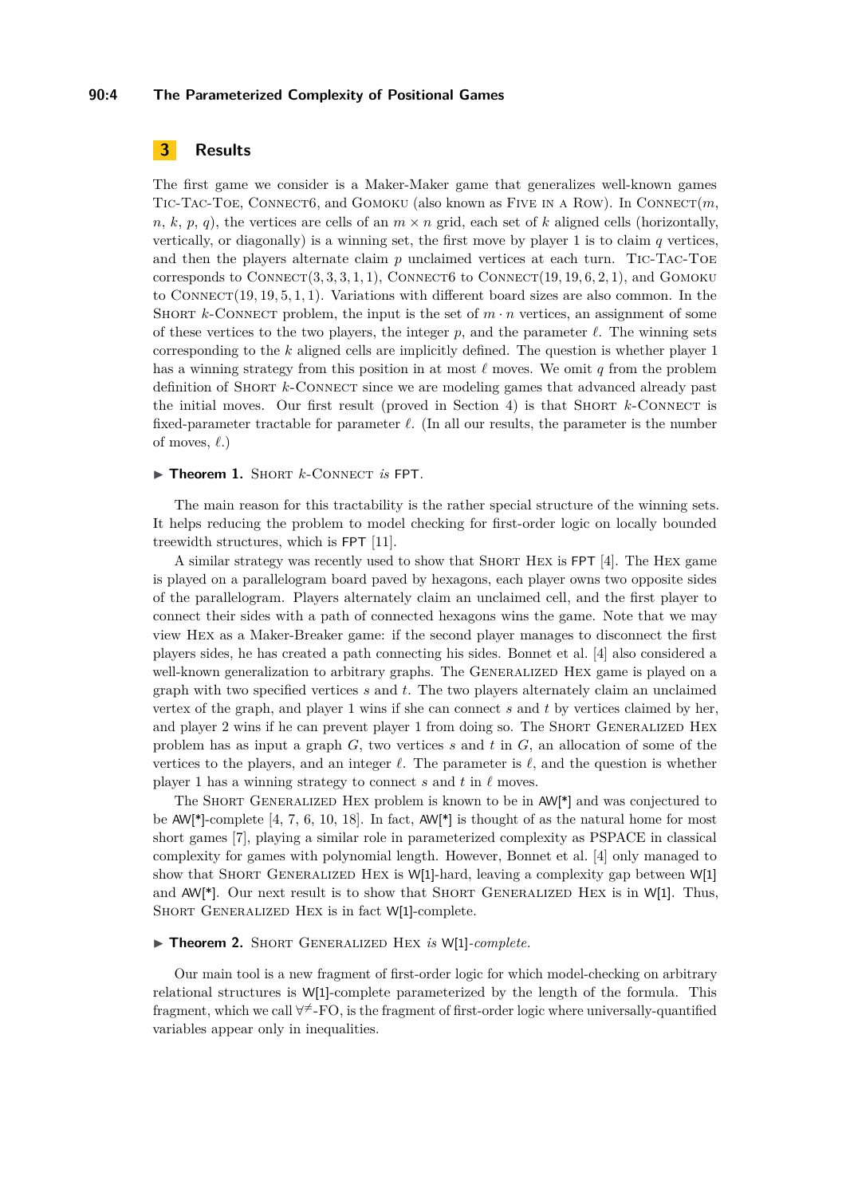## 3 Results

The first game we consider is a Maker-Maker game that generalizes well-known games Tic-Tac-Toe, Connect6, and Gomoku (also known as Five in a Row). In Connect($m$, $n$, $k$, $p$, $q$), the vertices are cells of an $m \times n$ grid, each set of $k$ aligned cells (horizontally, vertically, or diagonally) is a winning set, the first move by player 1 is to claim $q$ vertices, and then the players alternate claim $p$ unclaimed vertices at each turn. Tic-Tac-Toe corresponds to Connect$(3, 3, 3, 1, 1)$, Connect6 to Connect$(19, 19, 6, 2, 1)$, and Gomoku to Connect$(19, 19, 5, 1, 1)$. Variations with different board sizes are also common. In the Short $k$-Connect problem, the input is the set of $m \cdot n$ vertices, an assignment of some of these vertices to the two players, the integer $p$, and the parameter $\ell$. The winning sets corresponding to the $k$ aligned cells are implicitly defined. The question is whether player 1 has a winning strategy from this position in at most $\ell$ moves. We omit $q$ from the problem definition of Short $k$-Connect since we are modeling games that advanced already past the initial moves. Our first result (proved in Section 4) is that Short $k$-Connect is fixed-parameter tractable for parameter $\ell$. (In all our results, the parameter is the number of moves, $\ell$.)

▶ **Theorem 1.** Short $k$-Connect *is* FPT.

The main reason for this tractability is the rather special structure of the winning sets. It helps reducing the problem to model checking for first-order logic on locally bounded treewidth structures, which is FPT [11].

A similar strategy was recently used to show that Short Hex is FPT [4]. The Hex game is played on a parallelogram board paved by hexagons, each player owns two opposite sides of the parallelogram. Players alternately claim an unclaimed cell, and the first player to connect their sides with a path of connected hexagons wins the game. Note that we may view Hex as a Maker-Breaker game: if the second player manages to disconnect the first players sides, he has created a path connecting his sides. Bonnet et al. [4] also considered a well-known generalization to arbitrary graphs. The Generalized Hex game is played on a graph with two specified vertices $s$ and $t$. The two players alternately claim an unclaimed vertex of the graph, and player 1 wins if she can connect $s$ and $t$ by vertices claimed by her, and player 2 wins if he can prevent player 1 from doing so. The Short Generalized Hex problem has as input a graph $G$, two vertices $s$ and $t$ in $G$, an allocation of some of the vertices to the players, and an integer $\ell$. The parameter is $\ell$, and the question is whether player 1 has a winning strategy to connect $s$ and $t$ in $\ell$ moves.

The Short Generalized Hex problem is known to be in AW[*] and was conjectured to be AW[*]-complete [4, 7, 6, 10, 18]. In fact, AW[*] is thought of as the natural home for most short games [7], playing a similar role in parameterized complexity as PSPACE in classical complexity for games with polynomial length. However, Bonnet et al. [4] only managed to show that Short Generalized Hex is W[1]-hard, leaving a complexity gap between W[1] and AW[*]. Our next result is to show that Short Generalized Hex is in W[1]. Thus, Short Generalized Hex is in fact W[1]-complete.

▶ **Theorem 2.** Short Generalized Hex *is* W[1]*-complete.*

Our main tool is a new fragment of first-order logic for which model-checking on arbitrary relational structures is W[1]-complete parameterized by the length of the formula. This fragment, which we call $\forall^{\neq}$-FO, is the fragment of first-order logic where universally-quantified variables appear only in inequalities.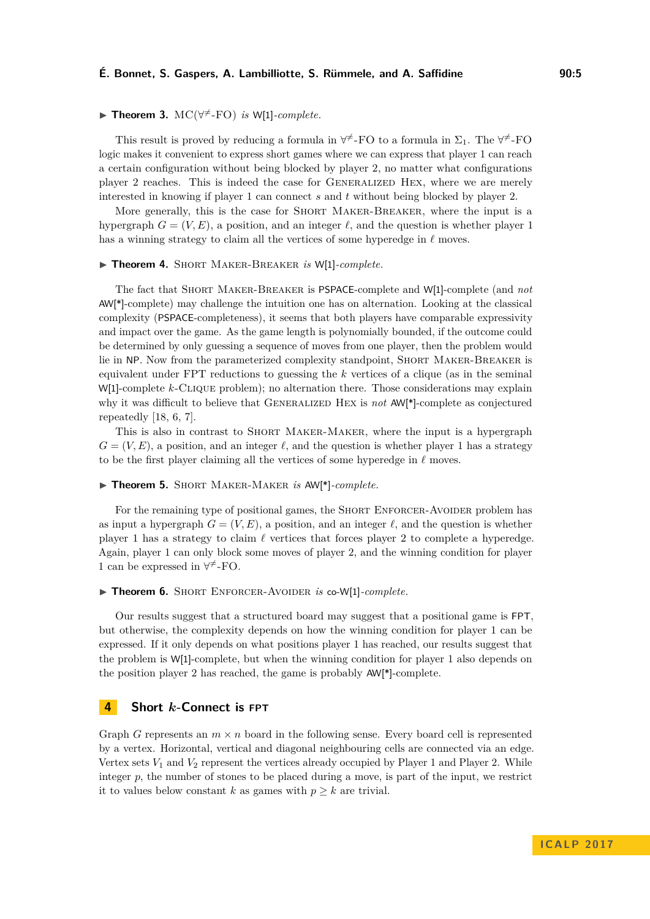▶ **Theorem 3.** MC($\forall^{\neq}$-FO) *is* W[1]*-complete.*

This result is proved by reducing a formula in $\forall^{\neq}$-FO to a formula in $\Sigma_1$. The $\forall^{\neq}$-FO logic makes it convenient to express short games where we can express that player 1 can reach a certain configuration without being blocked by player 2, no matter what configurations player 2 reaches. This is indeed the case for Generalized Hex, where we are merely interested in knowing if player 1 can connect $s$ and $t$ without being blocked by player 2.

More generally, this is the case for Short Maker-Breaker, where the input is a hypergraph $G = (V, E)$, a position, and an integer $\ell$, and the question is whether player 1 has a winning strategy to claim all the vertices of some hyperedge in $\ell$ moves.

▶ **Theorem 4.** Short Maker-Breaker *is* W[1]*-complete.*

The fact that Short Maker-Breaker is PSPACE-complete and W[1]-complete (and *not* AW[*]-complete) may challenge the intuition one has on alternation. Looking at the classical complexity (PSPACE-completeness), it seems that both players have comparable expressivity and impact over the game. As the game length is polynomially bounded, if the outcome could be determined by only guessing a sequence of moves from one player, then the problem would lie in NP. Now from the parameterized complexity standpoint, Short Maker-Breaker is equivalent under FPT reductions to guessing the $k$ vertices of a clique (as in the seminal W[1]-complete $k$-Clique problem); no alternation there. Those considerations may explain why it was difficult to believe that Generalized Hex is *not* AW[*]-complete as conjectured repeatedly [18, 6, 7].

This is also in contrast to Short Maker-Maker, where the input is a hypergraph $G = (V, E)$, a position, and an integer $\ell$, and the question is whether player 1 has a strategy to be the first player claiming all the vertices of some hyperedge in $\ell$ moves.

▶ **Theorem 5.** Short Maker-Maker *is* AW[*]*-complete.*

For the remaining type of positional games, the Short Enforcer-Avoider problem has as input a hypergraph $G = (V, E)$, a position, and an integer $\ell$, and the question is whether player 1 has a strategy to claim $\ell$ vertices that forces player 2 to complete a hyperedge. Again, player 1 can only block some moves of player 2, and the winning condition for player 1 can be expressed in $\forall^{\neq}$-FO.

▶ **Theorem 6.** Short Enforcer-Avoider *is* co-W[1]*-complete.*

Our results suggest that a structured board may suggest that a positional game is FPT, but otherwise, the complexity depends on how the winning condition for player 1 can be expressed. If it only depends on what positions player 1 has reached, our results suggest that the problem is W[1]-complete, but when the winning condition for player 1 also depends on the position player 2 has reached, the game is probably AW[*]-complete.

## 4 Short $k$-Connect is FPT

Graph $G$ represents an $m \times n$ board in the following sense. Every board cell is represented by a vertex. Horizontal, vertical and diagonal neighbouring cells are connected via an edge. Vertex sets $V_1$ and $V_2$ represent the vertices already occupied by Player 1 and Player 2. While integer $p$, the number of stones to be placed during a move, is part of the input, we restrict it to values below constant $k$ as games with $p \geq k$ are trivial.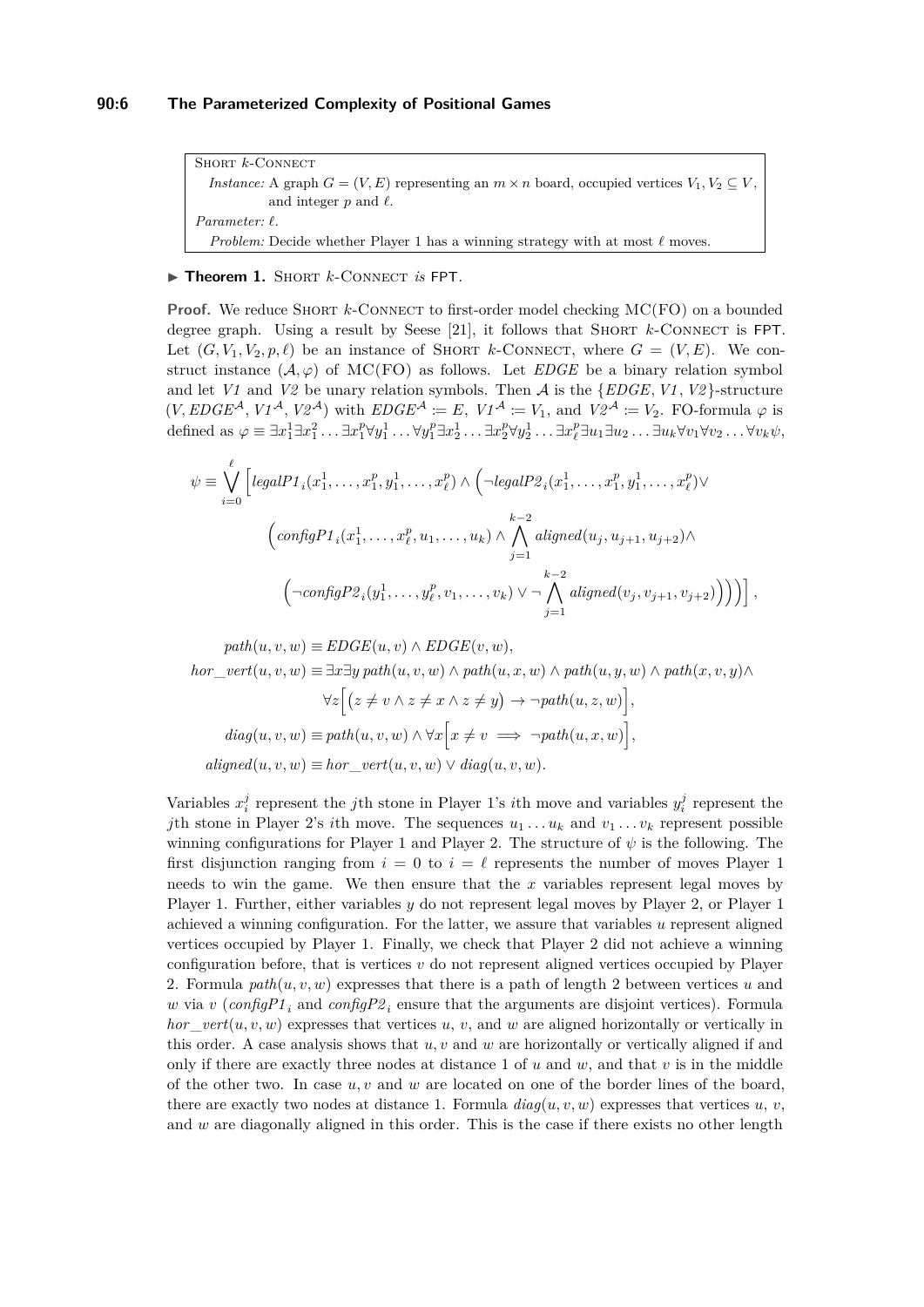> **Short $k$-Connect**
>
> *Instance:* A graph $G = (V, E)$ representing an $m \times n$ board, occupied vertices $V_1, V_2 \subseteq V$, and integer $p$ and $\ell$.
>
> *Parameter:* $\ell$.
>
> *Problem:* Decide whether Player 1 has a winning strategy with at most $\ell$ moves.

▶ **Theorem 1.** Short $k$-Connect *is* FPT.

**Proof.** We reduce Short $k$-Connect to first-order model checking MC(FO) on a bounded degree graph. Using a result by Seese [21], it follows that Short $k$-Connect is FPT. Let $(G, V_1, V_2, p, \ell)$ be an instance of Short $k$-Connect, where $G = (V, E)$. We construct instance $(\mathcal{A}, \varphi)$ of MC(FO) as follows. Let *EDGE* be a binary relation symbol and let *V1* and *V2* be unary relation symbols. Then $\mathcal{A}$ is the $\{EDGE, V1, V2\}$-structure $(V, EDGE^{\mathcal{A}}, V1^{\mathcal{A}}, V2^{\mathcal{A}})$ with $EDGE^{\mathcal{A}} := E$, $V1^{\mathcal{A}} := V_1$, and $V2^{\mathcal{A}} := V_2$. FO-formula $\varphi$ is defined as $\varphi \equiv \exists x_1^1 \exists x_1^2 \dots \exists x_1^p \forall y_1^1 \dots \forall y_1^p \exists x_2^1 \dots \exists x_2^p \forall y_2^1 \dots \exists x_\ell^p \exists u_1 \exists u_2 \dots \exists u_k \forall v_1 \forall v_2 \dots \forall v_k \psi$,

$$\psi \equiv \bigvee_{i=0}^{\ell} \Big[ legalP1_i(x_1^1, \dots, x_1^p, y_1^1, \dots, x_\ell^p) \wedge \Big( \neg legalP2_i(x_1^1, \dots, x_1^p, y_1^1, \dots, x_\ell^p) \vee \Big( configP1_i(x_1^1, \dots, x_\ell^p, u_1, \dots, u_k) \wedge \bigwedge_{j=1}^{k-2} aligned(u_j, u_{j+1}, u_{j+2}) \wedge \Big( \neg configP2_i(y_1^1, \dots, y_\ell^p, v_1, \dots, v_k) \vee \neg \bigwedge_{j=1}^{k-2} aligned(v_j, v_{j+1}, v_{j+2}) \Big) \Big) \Big) \Big],$$

$$path(u, v, w) \equiv EDGE(u, v) \wedge EDGE(v, w),$$

$$hor\_vert(u, v, w) \equiv \exists x \exists y\, path(u, v, w) \wedge path(u, x, w) \wedge path(u, y, w) \wedge path(x, v, y) \wedge \forall z \Big[ \big( z \neq v \wedge z \neq x \wedge z \neq y \big) \rightarrow \neg path(u, z, w) \Big],$$

$$diag(u, v, w) \equiv path(u, v, w) \wedge \forall x \Big[ x \neq v \implies \neg path(u, x, w) \Big],$$

$$aligned(u, v, w) \equiv hor\_vert(u, v, w) \vee diag(u, v, w).$$

Variables $x_i^j$ represent the $j$th stone in Player 1's $i$th move and variables $y_i^j$ represent the $j$th stone in Player 2's $i$th move. The sequences $u_1 \dots u_k$ and $v_1 \dots v_k$ represent possible winning configurations for Player 1 and Player 2. The structure of $\psi$ is the following. The first disjunction ranging from $i = 0$ to $i = \ell$ represents the number of moves Player 1 needs to win the game. We then ensure that the $x$ variables represent legal moves by Player 1. Further, either variables $y$ do not represent legal moves by Player 2, or Player 1 achieved a winning configuration. For the latter, we assure that variables $u$ represent aligned vertices occupied by Player 1. Finally, we check that Player 2 did not achieve a winning configuration before, that is vertices $v$ do not represent aligned vertices occupied by Player 2. Formula $path(u, v, w)$ expresses that there is a path of length 2 between vertices $u$ and $w$ via $v$ ($configP1_i$ and $configP2_i$ ensure that the arguments are disjoint vertices). Formula $hor\_vert(u, v, w)$ expresses that vertices $u$, $v$, and $w$ are aligned horizontally or vertically in this order. A case analysis shows that $u, v$ and $w$ are horizontally or vertically aligned if and only if there are exactly three nodes at distance 1 of $u$ and $w$, and that $v$ is in the middle of the other two. In case $u, v$ and $w$ are located on one of the border lines of the board, there are exactly two nodes at distance 1. Formula $diag(u, v, w)$ expresses that vertices $u$, $v$, and $w$ are diagonally aligned in this order. This is the case if there exists no other length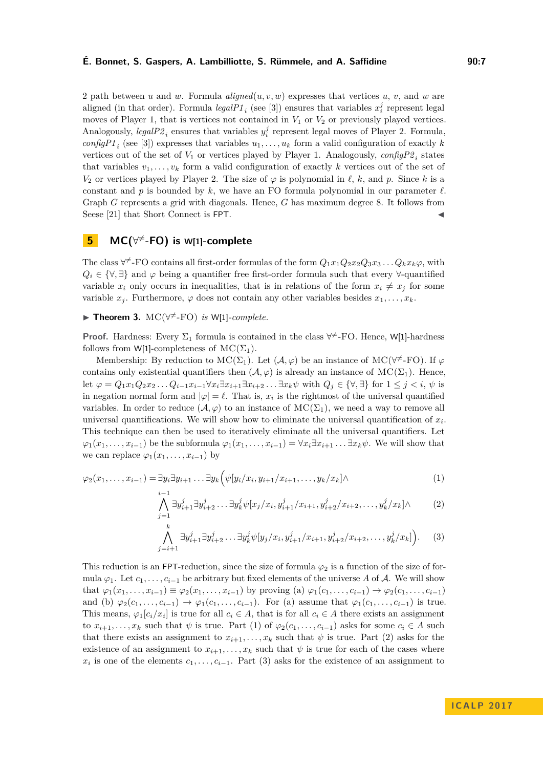2 path between $u$ and $w$. Formula $aligned(u, v, w)$ expresses that vertices $u$, $v$, and $w$ are aligned (in that order). Formula $legalP1_i$ (see [3]) ensures that variables $x_i^j$ represent legal moves of Player 1, that is vertices not contained in $V_1$ or $V_2$ or previously played vertices. Analogously, $legalP2_i$ ensures that variables $y_i^j$ represent legal moves of Player 2. Formula, $configP1_i$ (see [3]) expresses that variables $u_1, \dots, u_k$ form a valid configuration of exactly $k$ vertices out of the set of $V_1$ or vertices played by Player 1. Analogously, $configP2_i$ states that variables $v_1, \dots, v_k$ form a valid configuration of exactly $k$ vertices out of the set of $V_2$ or vertices played by Player 2. The size of $\varphi$ is polynomial in $\ell$, $k$, and $p$. Since $k$ is a constant and $p$ is bounded by $k$, we have an FO formula polynomial in our parameter $\ell$. Graph $G$ represents a grid with diagonals. Hence, $G$ has maximum degree 8. It follows from Seese [21] that Short Connect is FPT. ◀

## 5 MC($\forall^{\neq}$-FO) is W[1]-complete

The class $\forall^{\neq}$-FO contains all first-order formulas of the form $Q_1x_1Q_2x_2Q_3x_3 \dots Q_kx_k\varphi$, with $Q_i \in \{\forall, \exists\}$ and $\varphi$ being a quantifier free first-order formula such that every $\forall$-quantified variable $x_i$ only occurs in inequalities, that is in relations of the form $x_i \neq x_j$ for some variable $x_j$. Furthermore, $\varphi$ does not contain any other variables besides $x_1, \dots, x_k$.

▶ **Theorem 3.** *MC($\forall^{\neq}$-FO) is W[1]-complete.*

**Proof.** Hardness: Every $\Sigma_1$ formula is contained in the class $\forall^{\neq}$-FO. Hence, W[1]-hardness follows from W[1]-completeness of MC($\Sigma_1$).

Membership: By reduction to MC($\Sigma_1$). Let $(\mathcal{A}, \varphi)$ be an instance of MC($\forall^{\neq}$-FO). If $\varphi$ contains only existential quantifiers then $(\mathcal{A}, \varphi)$ is already an instance of MC($\Sigma_1$). Hence, let $\varphi = Q_1x_1Q_2x_2 \dots Q_{i-1}x_{i-1}\forall x_i \exists x_{i+1} \exists x_{i+2} \dots \exists x_k \psi$ with $Q_j \in \{\forall, \exists\}$ for $1 \leq j < i$, $\psi$ is in negation normal form and $|\varphi| = \ell$. That is, $x_i$ is the rightmost of the universal quantified variables. In order to reduce $(\mathcal{A}, \varphi)$ to an instance of MC($\Sigma_1$), we need a way to remove all universal quantifications. We will show how to eliminate the universal quantification of $x_i$. This technique can then be used to iteratively eliminate all the universal quantifiers. Let $\varphi_1(x_1, \dots, x_{i-1})$ be the subformula $\varphi_1(x_1, \dots, x_{i-1}) = \forall x_i \exists x_{i+1} \dots \exists x_k \psi$. We will show that we can replace $\varphi_1(x_1, \dots, x_{i-1})$ by

$$\varphi_2(x_1, \dots, x_{i-1}) = \exists y_i \exists y_{i+1} \dots \exists y_k \Big( \psi[y_i/x_i, y_{i+1}/x_{i+1}, \dots, y_k/x_k] \wedge \tag{1}$$

$$\bigwedge_{j=1}^{i-1} \exists y_{i+1}^j \exists y_{i+2}^j \dots \exists y_k^j \psi[x_j/x_i, y_{i+1}^j/x_{i+1}, y_{i+2}^j/x_{i+2}, \dots, y_k^j/x_k] \wedge \tag{2}$$

$$\bigwedge_{j=i+1}^{k} \exists y_{i+1}^j \exists y_{i+2}^j \dots \exists y_k^j \psi[y_j/x_i, y_{i+1}^j/x_{i+1}, y_{i+2}^j/x_{i+2}, \dots, y_k^j/x_k] \Big). \tag{3}$$

This reduction is an FPT-reduction, since the size of formula $\varphi_2$ is a function of the size of formula $\varphi_1$. Let $c_1, \dots, c_{i-1}$ be arbitrary but fixed elements of the universe $A$ of $\mathcal{A}$. We will show that $\varphi_1(x_1, \dots, x_{i-1}) \equiv \varphi_2(x_1, \dots, x_{i-1})$ by proving (a) $\varphi_1(c_1, \dots, c_{i-1}) \to \varphi_2(c_1, \dots, c_{i-1})$ and (b) $\varphi_2(c_1, \dots, c_{i-1}) \to \varphi_1(c_1, \dots, c_{i-1})$. For (a) assume that $\varphi_1(c_1, \dots, c_{i-1})$ is true. This means, $\varphi_1[c_i/x_i]$ is true for all $c_i \in A$, that is for all $c_i \in A$ there exists an assignment to $x_{i+1}, \dots, x_k$ such that $\psi$ is true. Part (1) of $\varphi_2(c_1, \dots, c_{i-1})$ asks for some $c_i \in A$ such that there exists an assignment to $x_{i+1}, \dots, x_k$ such that $\psi$ is true. Part (2) asks for the existence of an assignment to $x_{i+1}, \dots, x_k$ such that $\psi$ is true for each of the cases where $x_i$ is one of the elements $c_1, \dots, c_{i-1}$. Part (3) asks for the existence of an assignment to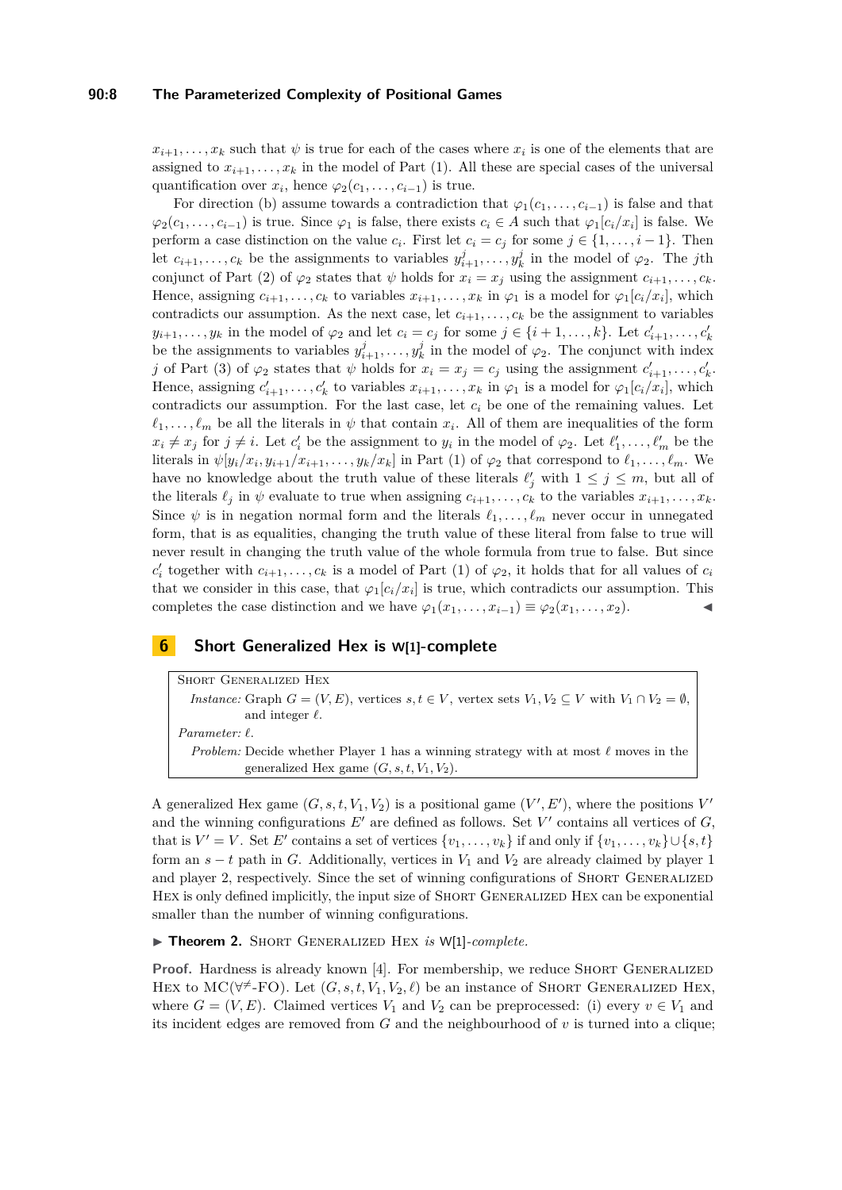$x_{i+1}, \dots, x_k$ such that $\psi$ is true for each of the cases where $x_i$ is one of the elements that are assigned to $x_{i+1}, \dots, x_k$ in the model of Part (1). All these are special cases of the universal quantification over $x_i$, hence $\varphi_2(c_1, \dots, c_{i-1})$ is true.

For direction (b) assume towards a contradiction that $\varphi_1(c_1, \dots, c_{i-1})$ is false and that $\varphi_2(c_1, \dots, c_{i-1})$ is true. Since $\varphi_1$ is false, there exists $c_i \in A$ such that $\varphi_1[c_i/x_i]$ is false. We perform a case distinction on the value $c_i$. First let $c_i = c_j$ for some $j \in \{1, \dots, i-1\}$. Then let $c_{i+1}, \dots, c_k$ be the assignments to variables $y^j_{i+1}, \dots, y^j_k$ in the model of $\varphi_2$. The $j$th conjunct of Part (2) of $\varphi_2$ states that $\psi$ holds for $x_i = x_j$ using the assignment $c_{i+1}, \dots, c_k$. Hence, assigning $c_{i+1}, \dots, c_k$ to variables $x_{i+1}, \dots, x_k$ in $\varphi_1$ is a model for $\varphi_1[c_i/x_i]$, which contradicts our assumption. As the next case, let $c_{i+1}, \dots, c_k$ be the assignment to variables $y_{i+1}, \dots, y_k$ in the model of $\varphi_2$ and let $c_i = c_j$ for some $j \in \{i+1, \dots, k\}$. Let $c'_{i+1}, \dots, c'_k$ be the assignments to variables $y^j_{i+1}, \dots, y^j_k$ in the model of $\varphi_2$. The conjunct with index $j$ of Part (3) of $\varphi_2$ states that $\psi$ holds for $x_i = x_j = c_j$ using the assignment $c'_{i+1}, \dots, c'_k$. Hence, assigning $c'_{i+1}, \dots, c'_k$ to variables $x_{i+1}, \dots, x_k$ in $\varphi_1$ is a model for $\varphi_1[c_i/x_i]$, which contradicts our assumption. For the last case, let $c_i$ be one of the remaining values. Let $\ell_1, \dots, \ell_m$ be all the literals in $\psi$ that contain $x_i$. All of them are inequalities of the form $x_i \neq x_j$ for $j \neq i$. Let $c'_i$ be the assignment to $y_i$ in the model of $\varphi_2$. Let $\ell'_1, \dots, \ell'_m$ be the literals in $\psi[y_i/x_i, y_{i+1}/x_{i+1}, \dots, y_k/x_k]$ in Part (1) of $\varphi_2$ that correspond to $\ell_1, \dots, \ell_m$. We have no knowledge about the truth value of these literals $\ell'_j$ with $1 \leq j \leq m$, but all of the literals $\ell_j$ in $\psi$ evaluate to true when assigning $c_{i+1}, \dots, c_k$ to the variables $x_{i+1}, \dots, x_k$. Since $\psi$ is in negation normal form and the literals $\ell_1, \dots, \ell_m$ never occur in unnegated form, that is as equalities, changing the truth value of these literal from false to true will never result in changing the truth value of the whole formula from true to false. But since $c'_i$ together with $c_{i+1}, \dots, c_k$ is a model of Part (1) of $\varphi_2$, it holds that for all values of $c_i$ that we consider in this case, that $\varphi_1[c_i/x_i]$ is true, which contradicts our assumption. This completes the case distinction and we have $\varphi_1(x_1, \dots, x_{i-1}) \equiv \varphi_2(x_1, \dots, x_2)$. ◀

## 6 Short Generalized Hex is W[1]-complete

> SHORT GENERALIZED HEX
>
> *Instance:* Graph $G = (V, E)$, vertices $s, t \in V$, vertex sets $V_1, V_2 \subseteq V$ with $V_1 \cap V_2 = \emptyset$, and integer $\ell$.
>
> *Parameter:* $\ell$.
>
> *Problem:* Decide whether Player 1 has a winning strategy with at most $\ell$ moves in the generalized Hex game $(G, s, t, V_1, V_2)$.

A generalized Hex game $(G, s, t, V_1, V_2)$ is a positional game $(V', E')$, where the positions $V'$ and the winning configurations $E'$ are defined as follows. Set $V'$ contains all vertices of $G$, that is $V' = V$. Set $E'$ contains a set of vertices $\{v_1, \dots, v_k\}$ if and only if $\{v_1, \dots, v_k\} \cup \{s, t\}$ form an $s-t$ path in $G$. Additionally, vertices in $V_1$ and $V_2$ are already claimed by player 1 and player 2, respectively. Since the set of winning configurations of SHORT GENERALIZED HEX is only defined implicitly, the input size of SHORT GENERALIZED HEX can be exponential smaller than the number of winning configurations.

▶ **Theorem 2.** *SHORT GENERALIZED HEX is* W[1]*-complete.*

**Proof.** Hardness is already known [4]. For membership, we reduce SHORT GENERALIZED HEX to MC($\forall^{\neq}$-FO). Let $(G, s, t, V_1, V_2, \ell)$ be an instance of SHORT GENERALIZED HEX, where $G = (V, E)$. Claimed vertices $V_1$ and $V_2$ can be preprocessed: (i) every $v \in V_1$ and its incident edges are removed from $G$ and the neighbourhood of $v$ is turned into a clique;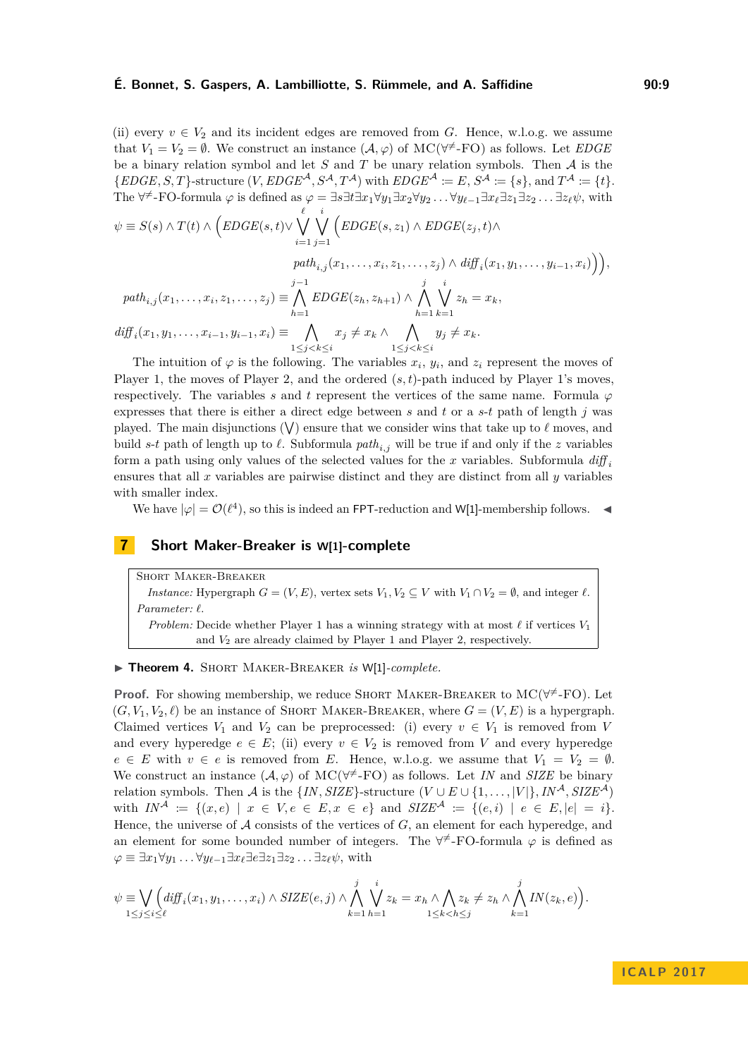(ii) every $v \in V_2$ and its incident edges are removed from $G$. Hence, w.l.o.g. we assume that $V_1 = V_2 = \emptyset$. We construct an instance $(\mathcal{A}, \varphi)$ of MC($\forall^{\neq}$-FO) as follows. Let *EDGE* be a binary relation symbol and let $S$ and $T$ be unary relation symbols. Then $\mathcal{A}$ is the $\{EDGE, S, T\}$-structure $(V, EDGE^{\mathcal{A}}, S^{\mathcal{A}}, T^{\mathcal{A}})$ with $EDGE^{\mathcal{A}} := E$, $S^{\mathcal{A}} := \{s\}$, and $T^{\mathcal{A}} := \{t\}$. The $\forall^{\neq}$-FO-formula $\varphi$ is defined as $\varphi = \exists s \exists t \exists x_1 \forall y_1 \exists x_2 \forall y_2 \dots \forall y_{\ell-1} \exists x_\ell \exists z_1 \exists z_2 \dots \exists z_\ell \psi$, with

$$\psi \equiv S(s) \wedge T(t) \wedge \Big( EDGE(s,t) \vee \bigvee_{i=1}^{\ell} \bigvee_{j=1}^{i} \Big( EDGE(s, z_1) \wedge EDGE(z_j, t) \wedge path_{i,j}(x_1, \dots, x_i, z_1, \dots, z_j) \wedge diff_i(x_1, y_1, \dots, y_{i-1}, x_i) \Big) \Big),$$

$$path_{i,j}(x_1, \dots, x_i, z_1, \dots, z_j) \equiv \bigwedge_{h=1}^{j-1} EDGE(z_h, z_{h+1}) \wedge \bigwedge_{h=1}^{j} \bigvee_{k=1}^{i} z_h = x_k,$$

$$diff_i(x_1, y_1, \dots, x_{i-1}, y_{i-1}, x_i) \equiv \bigwedge_{1 \le j < k \le i} x_j \neq x_k \wedge \bigwedge_{1 \le j < k \le i} y_j \neq x_k.$$

The intuition of $\varphi$ is the following. The variables $x_i$, $y_i$, and $z_i$ represent the moves of Player 1, the moves of Player 2, and the ordered $(s,t)$-path induced by Player 1's moves, respectively. The variables $s$ and $t$ represent the vertices of the same name. Formula $\varphi$ expresses that there is either a direct edge between $s$ and $t$ or a $s$-$t$ path of length $j$ was played. The main disjunctions ($\bigvee$) ensure that we consider wins that take up to $\ell$ moves, and build $s$-$t$ path of length up to $\ell$. Subformula $path_{i,j}$ will be true if and only if the $z$ variables form a path using only values of the selected values for the $x$ variables. Subformula $diff_i$ ensures that all $x$ variables are pairwise distinct and they are distinct from all $y$ variables with smaller index.

We have $|\varphi| = \mathcal{O}(\ell^4)$, so this is indeed an FPT-reduction and W[1]-membership follows. ◀

# 7 Short Maker-Breaker is W[1]-complete

> SHORT MAKER-BREAKER
> *Instance:* Hypergraph $G = (V, E)$, vertex sets $V_1, V_2 \subseteq V$ with $V_1 \cap V_2 = \emptyset$, and integer $\ell$.
> *Parameter:* $\ell$.
> *Problem:* Decide whether Player 1 has a winning strategy with at most $\ell$ if vertices $V_1$ and $V_2$ are already claimed by Player 1 and Player 2, respectively.

▶ **Theorem 4.** SHORT MAKER-BREAKER *is* W[1]*-complete.*

**Proof.** For showing membership, we reduce SHORT MAKER-BREAKER to MC($\forall^{\neq}$-FO). Let $(G, V_1, V_2, \ell)$ be an instance of SHORT MAKER-BREAKER, where $G = (V, E)$ is a hypergraph. Claimed vertices $V_1$ and $V_2$ can be preprocessed: (i) every $v \in V_1$ is removed from $V$ and every hyperedge $e \in E$; (ii) every $v \in V_2$ is removed from $V$ and every hyperedge $e \in E$ with $v \in e$ is removed from $E$. Hence, w.l.o.g. we assume that $V_1 = V_2 = \emptyset$. We construct an instance $(\mathcal{A}, \varphi)$ of MC($\forall^{\neq}$-FO) as follows. Let *IN* and *SIZE* be binary relation symbols. Then $\mathcal{A}$ is the $\{IN, SIZE\}$-structure $(V \cup E \cup \{1, \dots, |V|\}, IN^{\mathcal{A}}, SIZE^{\mathcal{A}})$ with $IN^{\mathcal{A}} := \{(x, e) \mid x \in V, e \in E, x \in e\}$ and $SIZE^{\mathcal{A}} := \{(e, i) \mid e \in E, |e| = i\}$. Hence, the universe of $\mathcal{A}$ consists of the vertices of $G$, an element for each hyperedge, and an element for some bounded number of integers. The $\forall^{\neq}$-FO-formula $\varphi$ is defined as $\varphi \equiv \exists x_1 \forall y_1 \dots \forall y_{\ell-1} \exists x_\ell \exists e \exists z_1 \exists z_2 \dots \exists z_\ell \psi$, with

$$\psi \equiv \bigvee_{1 \le j \le i \le \ell} \Big( diff_i(x_1, y_1, \dots, x_i) \wedge SIZE(e, j) \wedge \bigwedge_{k=1}^{j} \bigvee_{h=1}^{i} z_k = x_h \wedge \bigwedge_{1 \le k < h \le j} z_k \neq z_h \wedge \bigwedge_{k=1}^{j} IN(z_k, e) \Big).$$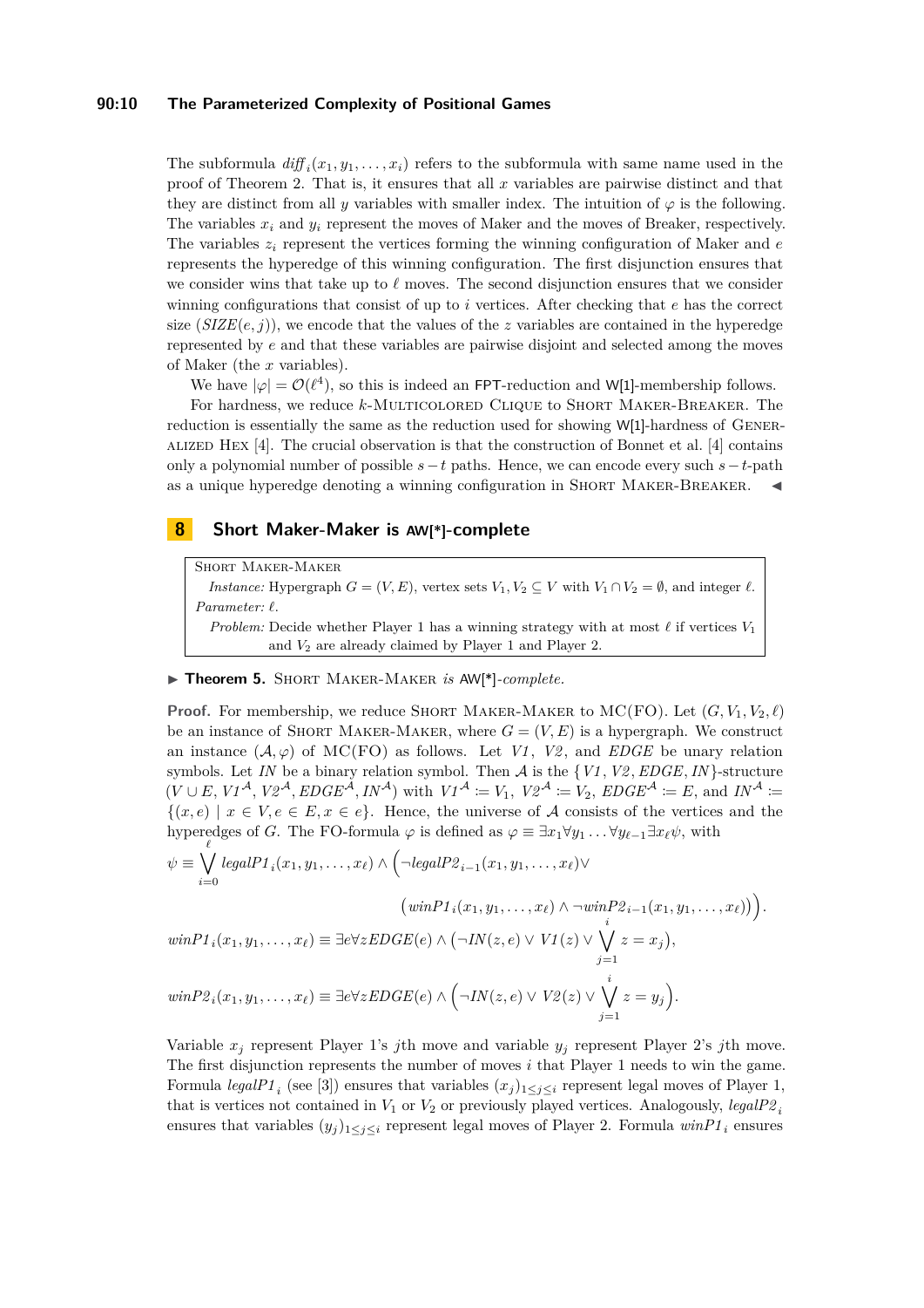The subformula $\mathit{diff}_i(x_1, y_1, \ldots, x_i)$ refers to the subformula with same name used in the proof of Theorem 2. That is, it ensures that all $x$ variables are pairwise distinct and that they are distinct from all $y$ variables with smaller index. The intuition of $\varphi$ is the following. The variables $x_i$ and $y_i$ represent the moves of Maker and the moves of Breaker, respectively. The variables $z_i$ represent the vertices forming the winning configuration of Maker and $e$ represents the hyperedge of this winning configuration. The first disjunction ensures that we consider wins that take up to $\ell$ moves. The second disjunction ensures that we consider winning configurations that consist of up to $i$ vertices. After checking that $e$ has the correct size ($\mathit{SIZE}(e, j)$), we encode that the values of the $z$ variables are contained in the hyperedge represented by $e$ and that these variables are pairwise disjoint and selected among the moves of Maker (the $x$ variables).

We have $|\varphi| = \mathcal{O}(\ell^4)$, so this is indeed an FPT-reduction and W[1]-membership follows.

For hardness, we reduce $k$-Multicolored Clique to Short Maker-Breaker. The reduction is essentially the same as the reduction used for showing W[1]-hardness of Generalized Hex [4]. The crucial observation is that the construction of Bonnet et al. [4] contains only a polynomial number of possible $s-t$ paths. Hence, we can encode every such $s-t$-path as a unique hyperedge denoting a winning configuration in Short Maker-Breaker. ◀

## 8 Short Maker-Maker is AW[*]-complete

> Short Maker-Maker
>
> *Instance:* Hypergraph $G = (V, E)$, vertex sets $V_1, V_2 \subseteq V$ with $V_1 \cap V_2 = \emptyset$, and integer $\ell$.
>
> *Parameter:* $\ell$.
>
> *Problem:* Decide whether Player 1 has a winning strategy with at most $\ell$ if vertices $V_1$ and $V_2$ are already claimed by Player 1 and Player 2.

▶ **Theorem 5.** Short Maker-Maker *is* AW[*]*-complete.*

**Proof.** For membership, we reduce Short Maker-Maker to MC(FO). Let $(G, V_1, V_2, \ell)$ be an instance of Short Maker-Maker, where $G = (V, E)$ is a hypergraph. We construct an instance $(\mathcal{A}, \varphi)$ of MC(FO) as follows. Let $\mathit{V1}$, $\mathit{V2}$, and $\mathit{EDGE}$ be unary relation symbols. Let $\mathit{IN}$ be a binary relation symbol. Then $\mathcal{A}$ is the $\{\mathit{V1}, \mathit{V2}, \mathit{EDGE}, \mathit{IN}\}$-structure $(V \cup E, \mathit{V1}^{\mathcal{A}}, \mathit{V2}^{\mathcal{A}}, \mathit{EDGE}^{\mathcal{A}}, \mathit{IN}^{\mathcal{A}})$ with $\mathit{V1}^{\mathcal{A}} \coloneqq V_1$, $\mathit{V2}^{\mathcal{A}} \coloneqq V_2$, $\mathit{EDGE}^{\mathcal{A}} \coloneqq E$, and $\mathit{IN}^{\mathcal{A}} \coloneqq \{(x, e) \mid x \in V, e \in E, x \in e\}$. Hence, the universe of $\mathcal{A}$ consists of the vertices and the hyperedges of $G$. The FO-formula $\varphi$ is defined as $\varphi \equiv \exists x_1 \forall y_1 \ldots \forall y_{\ell-1} \exists x_\ell \psi$, with

$$\psi \equiv \bigvee_{i=0}^{\ell} \mathit{legalP1}_i(x_1, y_1, \ldots, x_\ell) \wedge \Big( \neg \mathit{legalP2}_{i-1}(x_1, y_1, \ldots, x_\ell) \vee \big( \mathit{winP1}_i(x_1, y_1, \ldots, x_\ell) \wedge \neg \mathit{winP2}_{i-1}(x_1, y_1, \ldots, x_\ell) \big) \Big).$$

$$\mathit{winP1}_i(x_1, y_1, \ldots, x_\ell) \equiv \exists e \forall z \mathit{EDGE}(e) \wedge \big( \neg \mathit{IN}(z, e) \vee \mathit{V1}(z) \vee \bigvee_{j=1}^{i} z = x_j \big),$$

$$\mathit{winP2}_i(x_1, y_1, \ldots, x_\ell) \equiv \exists e \forall z \mathit{EDGE}(e) \wedge \Big( \neg \mathit{IN}(z, e) \vee \mathit{V2}(z) \vee \bigvee_{j=1}^{i} z = y_j \Big).$$

Variable $x_j$ represent Player 1's $j$th move and variable $y_j$ represent Player 2's $j$th move. The first disjunction represents the number of moves $i$ that Player 1 needs to win the game. Formula $\mathit{legalP1}_i$ (see [3]) ensures that variables $(x_j)_{1 \leq j \leq i}$ represent legal moves of Player 1, that is vertices not contained in $V_1$ or $V_2$ or previously played vertices. Analogously, $\mathit{legalP2}_i$ ensures that variables $(y_j)_{1 \leq j \leq i}$ represent legal moves of Player 2. Formula $\mathit{winP1}_i$ ensures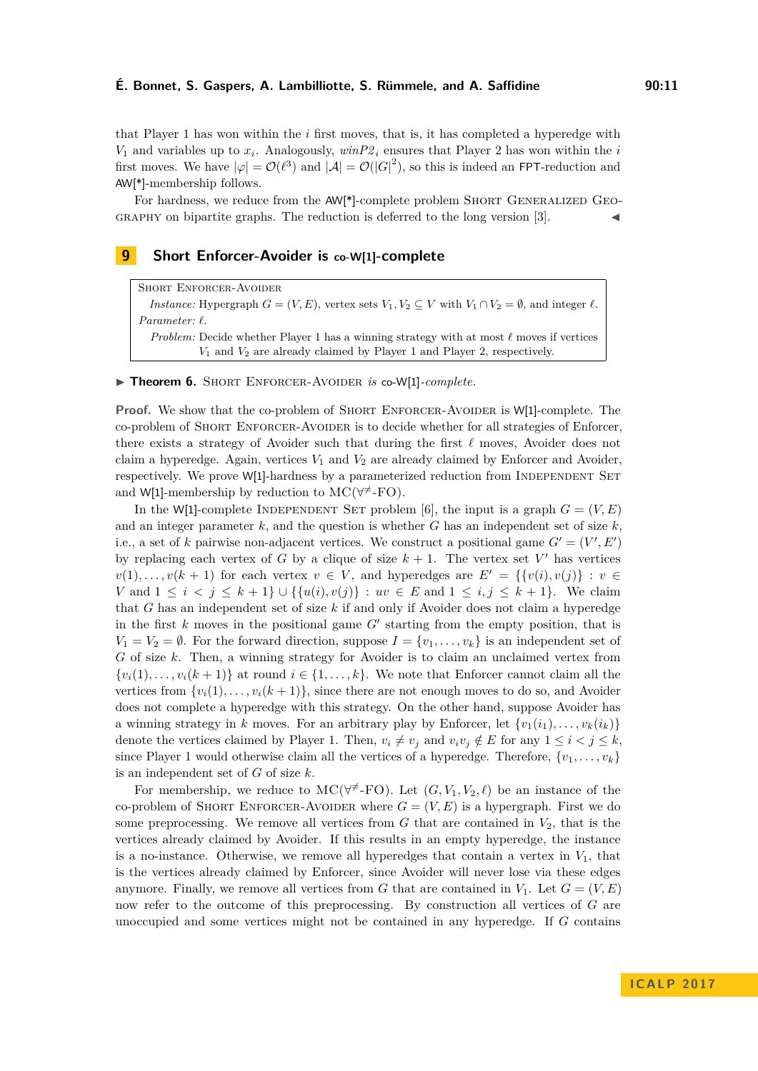that Player 1 has won within the $i$ first moves, that is, it has completed a hyperedge with $V_1$ and variables up to $x_i$. Analogously, $winP2_i$ ensures that Player 2 has won within the $i$ first moves. We have $|\varphi| = \mathcal{O}(\ell^3)$ and $|\mathcal{A}| = \mathcal{O}(|G|^2)$, so this is indeed an FPT-reduction and AW[*]-membership follows.

For hardness, we reduce from the AW[*]-complete problem Short Generalized Geography on bipartite graphs. The reduction is deferred to the long version [3]. ◀

## 9 Short Enforcer-Avoider is co-W[1]-complete

> Short Enforcer-Avoider
>
> *Instance:* Hypergraph $G = (V, E)$, vertex sets $V_1, V_2 \subseteq V$ with $V_1 \cap V_2 = \emptyset$, and integer $\ell$.
>
> *Parameter:* $\ell$.
>
> *Problem:* Decide whether Player 1 has a winning strategy with at most $\ell$ moves if vertices $V_1$ and $V_2$ are already claimed by Player 1 and Player 2, respectively.

▶ **Theorem 6.** Short Enforcer-Avoider *is* co-W[1]*-complete.*

**Proof.** We show that the co-problem of Short Enforcer-Avoider is W[1]-complete. The co-problem of Short Enforcer-Avoider is to decide whether for all strategies of Enforcer, there exists a strategy of Avoider such that during the first $\ell$ moves, Avoider does not claim a hyperedge. Again, vertices $V_1$ and $V_2$ are already claimed by Enforcer and Avoider, respectively. We prove W[1]-hardness by a parameterized reduction from Independent Set and W[1]-membership by reduction to MC($\forall^{\neq}$-FO).

In the W[1]-complete Independent Set problem [6], the input is a graph $G = (V, E)$ and an integer parameter $k$, and the question is whether $G$ has an independent set of size $k$, i.e., a set of $k$ pairwise non-adjacent vertices. We construct a positional game $G' = (V', E')$ by replacing each vertex of $G$ by a clique of size $k + 1$. The vertex set $V'$ has vertices $v(1), \ldots, v(k + 1)$ for each vertex $v \in V$, and hyperedges are $E' = \{\{v(i), v(j)\} : v \in V \text{ and } 1 \leq i < j \leq k + 1\} \cup \{\{u(i), v(j)\} : uv \in E \text{ and } 1 \leq i, j \leq k + 1\}$. We claim that $G$ has an independent set of size $k$ if and only if Avoider does not claim a hyperedge in the first $k$ moves in the positional game $G'$ starting from the empty position, that is, $V_1 = V_2 = \emptyset$. For the forward direction, suppose $I = \{v_1, \ldots, v_k\}$ is an independent set of $G$ of size $k$. Then, a winning strategy for Avoider is to claim an unclaimed vertex from $\{v_i(1), \ldots, v_i(k + 1)\}$ at round $i \in \{1, \ldots, k\}$. We note that Enforcer cannot claim all the vertices from $\{v_i(1), \ldots, v_i(k + 1)\}$, since there are not enough moves to do so, and Avoider does not complete a hyperedge with this strategy. On the other hand, suppose Avoider has a winning strategy in $k$ moves. For an arbitrary play by Enforcer, let $\{v_1(i_1), \ldots, v_k(i_k)\}$ denote the vertices claimed by Player 1. Then, $v_i \neq v_j$ and $v_i v_j \notin E$ for any $1 \leq i < j \leq k$, since Player 1 would otherwise claim all the vertices of a hyperedge. Therefore, $\{v_1, \ldots, v_k\}$ is an independent set of $G$ of size $k$.

For membership, we reduce to MC($\forall^{\neq}$-FO). Let $(G, V_1, V_2, \ell)$ be an instance of the co-problem of Short Enforcer-Avoider where $G = (V, E)$ is a hypergraph. First we do some preprocessing. We remove all vertices from $G$ that are contained in $V_2$, that is the vertices already claimed by Avoider. If this results in an empty hyperedge, the instance is a no-instance. Otherwise, we remove all hyperedges that contain a vertex in $V_1$, that is the vertices already claimed by Enforcer, since Avoider will never lose via these edges anymore. Finally, we remove all vertices from $G$ that are contained in $V_1$. Let $G = (V, E)$ now refer to the outcome of this preprocessing. By construction all vertices of $G$ are unoccupied and some vertices might not be contained in any hyperedge. If $G$ contains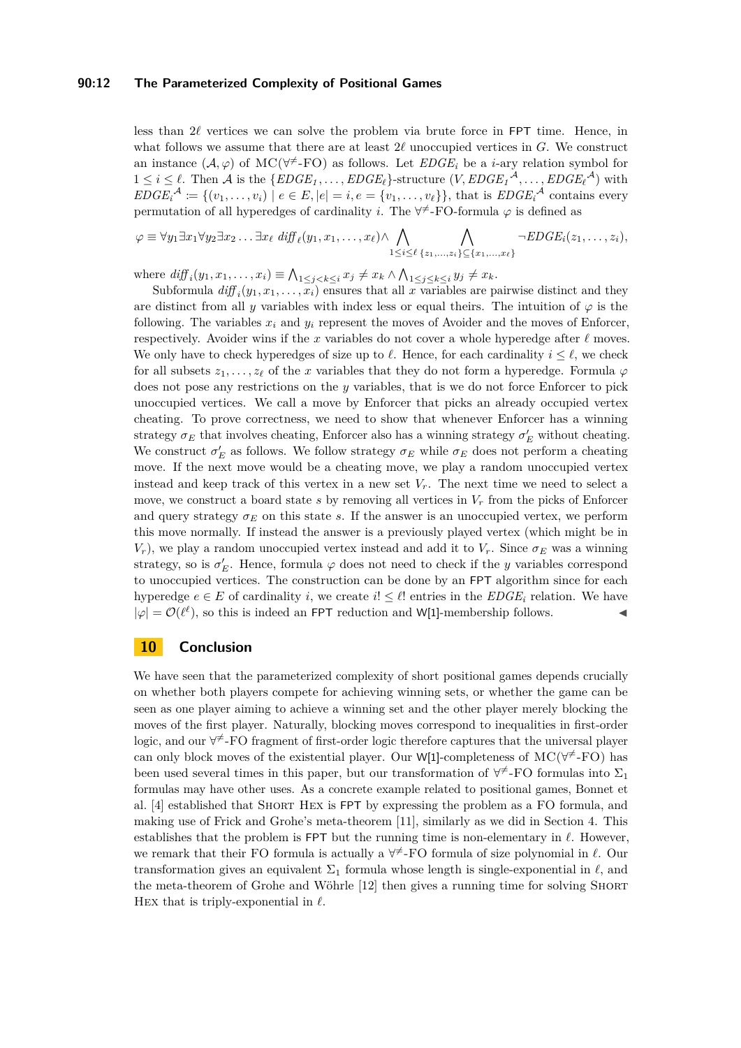less than $2\ell$ vertices we can solve the problem via brute force in FPT time. Hence, in what follows we assume that there are at least $2\ell$ unoccupied vertices in $G$. We construct an instance $(\mathcal{A}, \varphi)$ of $\mathrm{MC}(\forall^{\neq}\text{-FO})$ as follows. Let $EDGE_i$ be a $i$-ary relation symbol for $1 \le i \le \ell$. Then $\mathcal{A}$ is the $\{EDGE_1, \ldots, EDGE_\ell\}$-structure $(V, EDGE_1{}^{\mathcal{A}}, \ldots, EDGE_\ell{}^{\mathcal{A}})$ with $EDGE_i{}^{\mathcal{A}} := \{(v_1, \ldots, v_i) \mid e \in E, |e| = i, e = \{v_1, \ldots, v_\ell\}\}$, that is $EDGE_i{}^{\mathcal{A}}$ contains every permutation of all hyperedges of cardinality $i$. The $\forall^{\neq}$-FO-formula $\varphi$ is defined as

$$\varphi \equiv \forall y_1 \exists x_1 \forall y_2 \exists x_2 \ldots \exists x_\ell \; \mathit{diff}_\ell(y_1, x_1, \ldots, x_\ell) \wedge \bigwedge_{1 \le i \le \ell} \; \bigwedge_{\{z_1, \ldots, z_i\} \subseteq \{x_1, \ldots, x_\ell\}} \neg EDGE_i(z_1, \ldots, z_i),$$

where $\mathit{diff}_i(y_1, x_1, \ldots, x_i) \equiv \bigwedge_{1 \le j < k \le i} x_j \neq x_k \wedge \bigwedge_{1 \le j \le k \le i} y_j \neq x_k$.

Subformula $\mathit{diff}_i(y_1, x_1, \ldots, x_i)$ ensures that all $x$ variables are pairwise distinct and they are distinct from all $y$ variables with index less or equal theirs. The intuition of $\varphi$ is the following. The variables $x_i$ and $y_i$ represent the moves of Avoider and the moves of Enforcer, respectively. Avoider wins if the $x$ variables do not cover a whole hyperedge after $\ell$ moves. We only have to check hyperedges of size up to $\ell$. Hence, for each cardinality $i \le \ell$, we check for all subsets $z_1, \ldots, z_\ell$ of the $x$ variables that they do not form a hyperedge. Formula $\varphi$ does not pose any restrictions on the $y$ variables, that is we do not force Enforcer to pick unoccupied vertices. We call a move by Enforcer that picks an already occupied vertex cheating. To prove correctness, we need to show that whenever Enforcer has a winning strategy $\sigma_E$ that involves cheating, Enforcer also has a winning strategy $\sigma'_E$ without cheating. We construct $\sigma'_E$ as follows. We follow strategy $\sigma_E$ while $\sigma_E$ does not perform a cheating move. If the next move would be a cheating move, we play a random unoccupied vertex instead and keep track of this vertex in a new set $V_r$. The next time we need to select a move, we construct a board state $s$ by removing all vertices in $V_r$ from the picks of Enforcer and query strategy $\sigma_E$ on this state $s$. If the answer is an unoccupied vertex, we perform this move normally. If instead the answer is a previously played vertex (which might be in $V_r$), we play a random unoccupied vertex instead and add it to $V_r$. Since $\sigma_E$ was a winning strategy, so is $\sigma'_E$. Hence, formula $\varphi$ does not need to check if the $y$ variables correspond to unoccupied vertices. The construction can be done by an FPT algorithm since for each hyperedge $e \in E$ of cardinality $i$, we create $i! \le \ell!$ entries in the $EDGE_i$ relation. We have $|\varphi| = \mathcal{O}(\ell^\ell)$, so this is indeed an FPT reduction and W[1]-membership follows. ◀

## 10 Conclusion

We have seen that the parameterized complexity of short positional games depends crucially on whether both players compete for achieving winning sets, or whether the game can be seen as one player aiming to achieve a winning set and the other player merely blocking the moves of the first player. Naturally, blocking moves correspond to inequalities in first-order logic, and our $\forall^{\neq}$-FO fragment of first-order logic therefore captures that the universal player can only block moves of the existential player. Our W[1]-completeness of $\mathrm{MC}(\forall^{\neq}\text{-FO})$ has been used several times in this paper, but our transformation of $\forall^{\neq}$-FO formulas into $\Sigma_1$ formulas may have other uses. As a concrete example related to positional games, Bonnet et al. [4] established that SHORT HEX is FPT by expressing the problem as a FO formula, and making use of Frick and Grohe's meta-theorem [11], similarly as we did in Section 4. This establishes that the problem is FPT but the running time is non-elementary in $\ell$. However, we remark that their FO formula is actually a $\forall^{\neq}$-FO formula of size polynomial in $\ell$. Our transformation gives an equivalent $\Sigma_1$ formula whose length is single-exponential in $\ell$, and the meta-theorem of Grohe and Wöhrle [12] then gives a running time for solving SHORT HEX that is triply-exponential in $\ell$.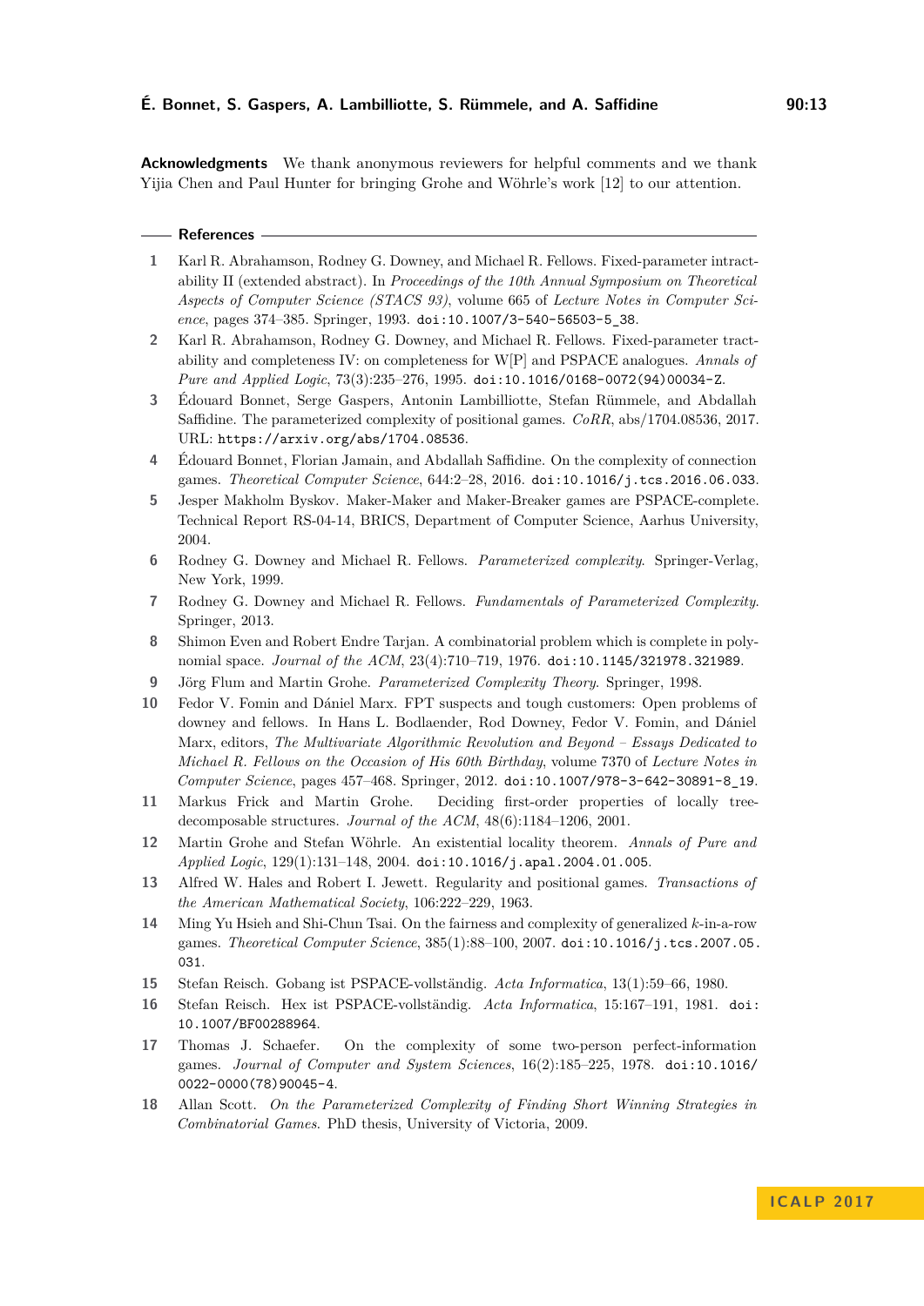**Acknowledgments** We thank anonymous reviewers for helpful comments and we thank Yijia Chen and Paul Hunter for bringing Grohe and Wöhrle's work [12] to our attention.

## References

1. Karl R. Abrahamson, Rodney G. Downey, and Michael R. Fellows. Fixed-parameter intractability II (extended abstract). In *Proceedings of the 10th Annual Symposium on Theoretical Aspects of Computer Science (STACS 93)*, volume 665 of *Lecture Notes in Computer Science*, pages 374–385. Springer, 1993. doi:10.1007/3-540-56503-5_38.
2. Karl R. Abrahamson, Rodney G. Downey, and Michael R. Fellows. Fixed-parameter tractability and completeness IV: on completeness for W[P] and PSPACE analogues. *Annals of Pure and Applied Logic*, 73(3):235–276, 1995. doi:10.1016/0168-0072(94)00034-Z.
3. Édouard Bonnet, Serge Gaspers, Antonin Lambilliotte, Stefan Rümmele, and Abdallah Saffidine. The parameterized complexity of positional games. *CoRR*, abs/1704.08536, 2017. URL: https://arxiv.org/abs/1704.08536.
4. Édouard Bonnet, Florian Jamain, and Abdallah Saffidine. On the complexity of connection games. *Theoretical Computer Science*, 644:2–28, 2016. doi:10.1016/j.tcs.2016.06.033.
5. Jesper Makholm Byskov. Maker-Maker and Maker-Breaker games are PSPACE-complete. Technical Report RS-04-14, BRICS, Department of Computer Science, Aarhus University, 2004.
6. Rodney G. Downey and Michael R. Fellows. *Parameterized complexity*. Springer-Verlag, New York, 1999.
7. Rodney G. Downey and Michael R. Fellows. *Fundamentals of Parameterized Complexity*. Springer, 2013.
8. Shimon Even and Robert Endre Tarjan. A combinatorial problem which is complete in polynomial space. *Journal of the ACM*, 23(4):710–719, 1976. doi:10.1145/321978.321989.
9. Jörg Flum and Martin Grohe. *Parameterized Complexity Theory*. Springer, 1998.
10. Fedor V. Fomin and Dániel Marx. FPT suspects and tough customers: Open problems of downey and fellows. In Hans L. Bodlaender, Rod Downey, Fedor V. Fomin, and Dániel Marx, editors, *The Multivariate Algorithmic Revolution and Beyond – Essays Dedicated to Michael R. Fellows on the Occasion of His 60th Birthday*, volume 7370 of *Lecture Notes in Computer Science*, pages 457–468. Springer, 2012. doi:10.1007/978-3-642-30891-8_19.
11. Markus Frick and Martin Grohe. Deciding first-order properties of locally tree-decomposable structures. *Journal of the ACM*, 48(6):1184–1206, 2001.
12. Martin Grohe and Stefan Wöhrle. An existential locality theorem. *Annals of Pure and Applied Logic*, 129(1):131–148, 2004. doi:10.1016/j.apal.2004.01.005.
13. Alfred W. Hales and Robert I. Jewett. Regularity and positional games. *Transactions of the American Mathematical Society*, 106:222–229, 1963.
14. Ming Yu Hsieh and Shi-Chun Tsai. On the fairness and complexity of generalized $k$-in-a-row games. *Theoretical Computer Science*, 385(1):88–100, 2007. doi:10.1016/j.tcs.2007.05.031.
15. Stefan Reisch. Gobang ist PSPACE-vollständig. *Acta Informatica*, 13(1):59–66, 1980.
16. Stefan Reisch. Hex ist PSPACE-vollständig. *Acta Informatica*, 15:167–191, 1981. doi:10.1007/BF00288964.
17. Thomas J. Schaefer. On the complexity of some two-person perfect-information games. *Journal of Computer and System Sciences*, 16(2):185–225, 1978. doi:10.1016/0022-0000(78)90045-4.
18. Allan Scott. *On the Parameterized Complexity of Finding Short Winning Strategies in Combinatorial Games*. PhD thesis, University of Victoria, 2009.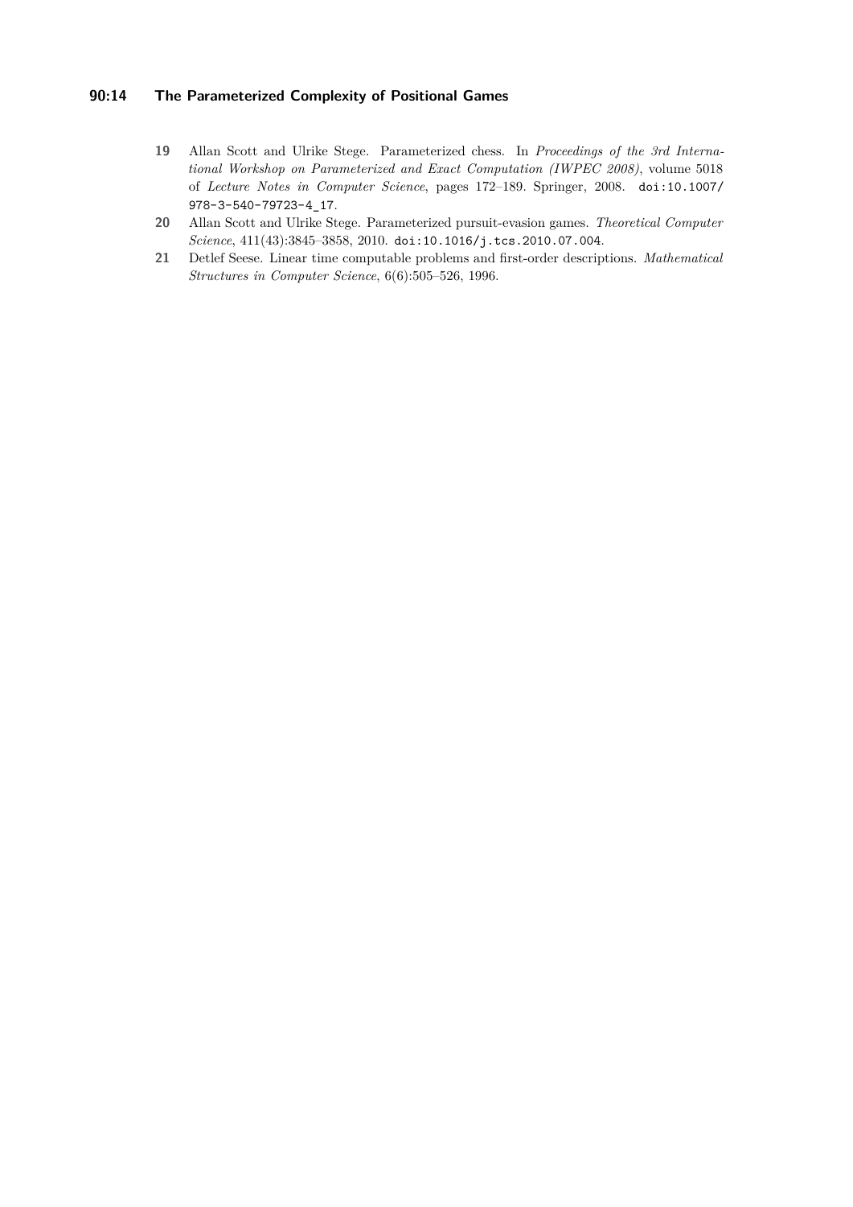19 Allan Scott and Ulrike Stege. Parameterized chess. In *Proceedings of the 3rd International Workshop on Parameterized and Exact Computation (IWPEC 2008)*, volume 5018 of *Lecture Notes in Computer Science*, pages 172–189. Springer, 2008. doi:10.1007/978-3-540-79723-4_17.

20 Allan Scott and Ulrike Stege. Parameterized pursuit-evasion games. *Theoretical Computer Science*, 411(43):3845–3858, 2010. doi:10.1016/j.tcs.2010.07.004.

21 Detlef Seese. Linear time computable problems and first-order descriptions. *Mathematical Structures in Computer Science*, 6(6):505–526, 1996.